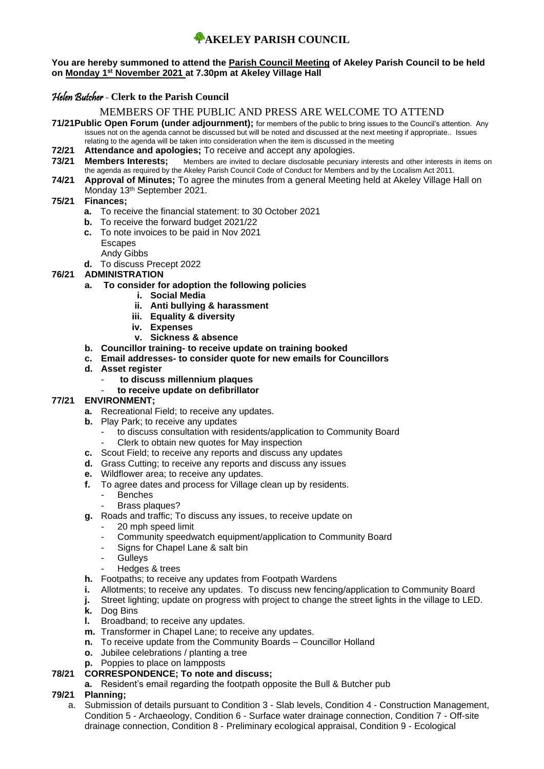# AKELEY PARISH COUNCIL

**You are hereby summoned to attend the Parish Council Meeting of Akeley Parish Council to be held on Monday 1st November 2021 at 7.30pm at Akeley Village Hall**

*Helen Butcher* - **Clerk to the Parish Council**

MEMBERS OF THE PUBLIC AND PRESS ARE WELCOME TO ATTEND

**71/21 Public Open Forum (under adjournment);** for members of the public to bring issues to the Council's attention. Any issues not on the agenda cannot be discussed but will be noted and discussed at the next meeting if appropriate.. Issues relating to the agenda will be taken into consideration when the item is discussed in the meeting

**72/21 Attendance and apologies;** To receive and accept any apologies.

**73/21 Members Interests;** Members are invited to declare disclosable pecuniary interests and other interests in items on the agenda as required by the Akeley Parish Council Code of Conduct for Members and by the Localism Act 2011.

**74/21 Approval of Minutes;** To agree the minutes from a general Meeting held at Akeley Village Hall on Monday 13th September 2021.

**75/21 Finances;**

- **a.** To receive the financial statement: to 30 October 2021
- **b.** To receive the forward budget 2021/22
- **c.** To note invoices to be paid in Nov 2021
  - Escapes
  - Andy Gibbs
- **d.** To discuss Precept 2022

**76/21 ADMINISTRATION**

- **a. To consider for adoption the following policies**
  - **i. Social Media**
  - **ii. Anti bullying & harassment**
  - **iii. Equality & diversity**
  - **iv. Expenses**
  - **v. Sickness & absence**
- **b. Councillor training- to receive update on training booked**
- **c. Email addresses- to consider quote for new emails for Councillors**
- **d. Asset register**
  - **to discuss millennium plaques**
  - **to receive update on defibrillator**

**77/21 ENVIRONMENT;**

- **a.** Recreational Field; to receive any updates.
- **b.** Play Park; to receive any updates
  - to discuss consultation with residents/application to Community Board
  - Clerk to obtain new quotes for May inspection
- **c.** Scout Field; to receive any reports and discuss any updates
- **d.** Grass Cutting; to receive any reports and discuss any issues
- **e.** Wildflower area; to receive any updates.
- **f.** To agree dates and process for Village clean up by residents.
  - Benches
  - Brass plaques?
- **g.** Roads and traffic; To discuss any issues, to receive update on
  - 20 mph speed limit
  - Community speedwatch equipment/application to Community Board
  - Signs for Chapel Lane & salt bin
  - Gulleys
  - Hedges & trees
- **h.** Footpaths; to receive any updates from Footpath Wardens
- **i.** Allotments; to receive any updates. To discuss new fencing/application to Community Board
- **j.** Street lighting; update on progress with project to change the street lights in the village to LED.
- **k.** Dog Bins
- **l.** Broadband; to receive any updates.
- **m.** Transformer in Chapel Lane; to receive any updates.
- **n.** To receive update from the Community Boards – Councillor Holland
- **o.** Jubilee celebrations / planting a tree
- **p.** Poppies to place on lampposts

**78/21 CORRESPONDENCE; To note and discuss;**

- **a.** Resident's email regarding the footpath opposite the Bull & Butcher pub

**79/21 Planning;**

- a. Submission of details pursuant to Condition 3 - Slab levels, Condition 4 - Construction Management, Condition 5 - Archaeology, Condition 6 - Surface water drainage connection, Condition 7 - Off-site drainage connection, Condition 8 - Preliminary ecological appraisal, Condition 9 - Ecological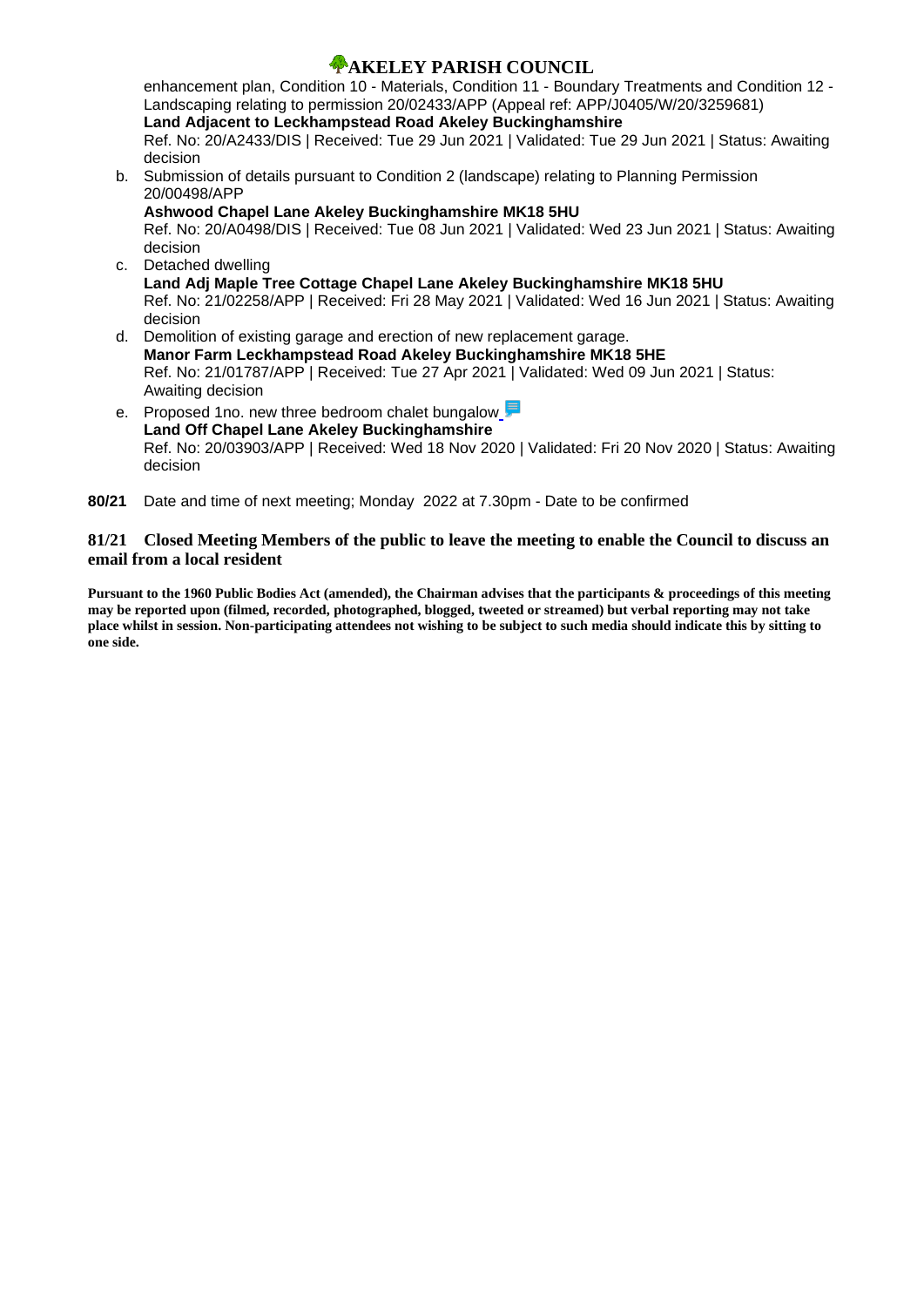enhancement plan, Condition 10 - Materials, Condition 11 - Boundary Treatments and Condition 12 - Landscaping relating to permission 20/02433/APP (Appeal ref: APP/J0405/W/20/3259681)
**Land Adjacent to Leckhampstead Road Akeley Buckinghamshire**
Ref. No: 20/A2433/DIS | Received: Tue 29 Jun 2021 | Validated: Tue 29 Jun 2021 | Status: Awaiting decision

b. Submission of details pursuant to Condition 2 (landscape) relating to Planning Permission 20/00498/APP
**Ashwood Chapel Lane Akeley Buckinghamshire MK18 5HU**
Ref. No: 20/A0498/DIS | Received: Tue 08 Jun 2021 | Validated: Wed 23 Jun 2021 | Status: Awaiting decision

c. Detached dwelling
**Land Adj Maple Tree Cottage Chapel Lane Akeley Buckinghamshire MK18 5HU**
Ref. No: 21/02258/APP | Received: Fri 28 May 2021 | Validated: Wed 16 Jun 2021 | Status: Awaiting decision

d. Demolition of existing garage and erection of new replacement garage.
**Manor Farm Leckhampstead Road Akeley Buckinghamshire MK18 5HE**
Ref. No: 21/01787/APP | Received: Tue 27 Apr 2021 | Validated: Wed 09 Jun 2021 | Status: Awaiting decision

e. Proposed 1no. new three bedroom chalet bungalow
**Land Off Chapel Lane Akeley Buckinghamshire**
Ref. No: 20/03903/APP | Received: Wed 18 Nov 2020 | Validated: Fri 20 Nov 2020 | Status: Awaiting decision

**80/21** Date and time of next meeting; Monday 2022 at 7.30pm - Date to be confirmed

**81/21 Closed Meeting Members of the public to leave the meeting to enable the Council to discuss an email from a local resident**

**Pursuant to the 1960 Public Bodies Act (amended), the Chairman advises that the participants & proceedings of this meeting may be reported upon (filmed, recorded, photographed, blogged, tweeted or streamed) but verbal reporting may not take place whilst in session. Non-participating attendees not wishing to be subject to such media should indicate this by sitting to one side.**